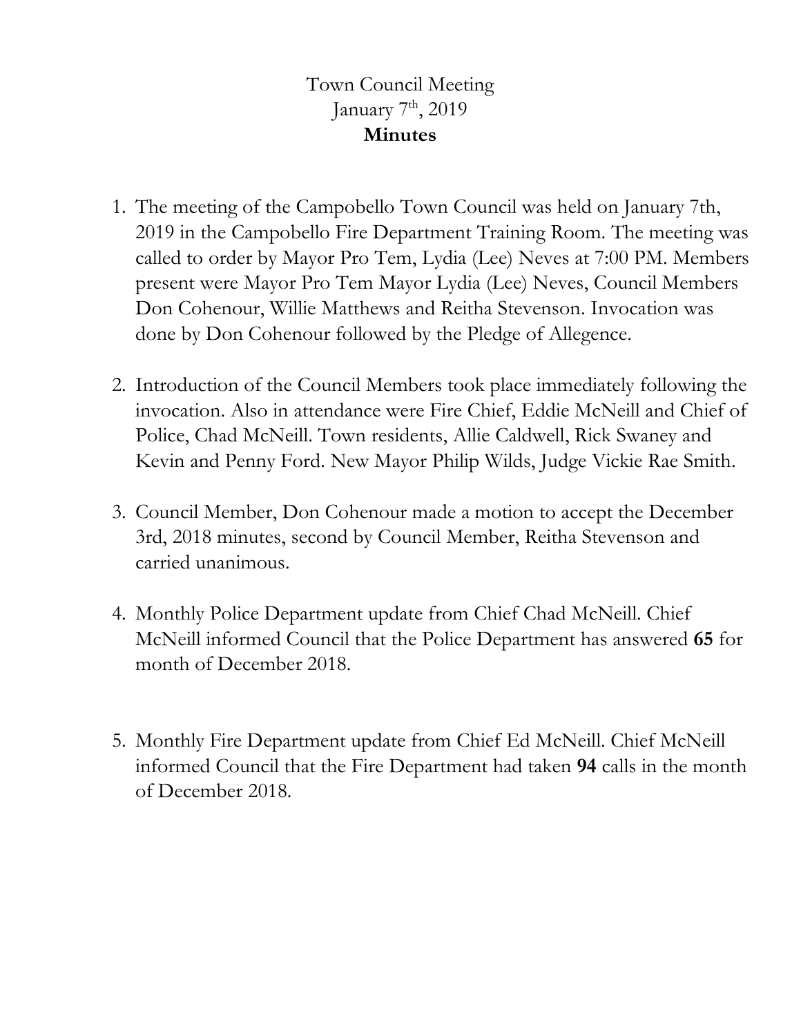Town Council Meeting

January 7th, 2019

**Minutes**

1. The meeting of the Campobello Town Council was held on January 7th, 2019 in the Campobello Fire Department Training Room. The meeting was called to order by Mayor Pro Tem, Lydia (Lee) Neves at 7:00 PM. Members present were Mayor Pro Tem Mayor Lydia (Lee) Neves, Council Members Don Cohenour, Willie Matthews and Reitha Stevenson. Invocation was done by Don Cohenour followed by the Pledge of Allegence.

2. Introduction of the Council Members took place immediately following the invocation. Also in attendance were Fire Chief, Eddie McNeill and Chief of Police, Chad McNeill. Town residents, Allie Caldwell, Rick Swaney and Kevin and Penny Ford. New Mayor Philip Wilds, Judge Vickie Rae Smith.

3. Council Member, Don Cohenour made a motion to accept the December 3rd, 2018 minutes, second by Council Member, Reitha Stevenson and carried unanimous.

4. Monthly Police Department update from Chief Chad McNeill. Chief McNeill informed Council that the Police Department has answered **65** for month of December 2018.

5. Monthly Fire Department update from Chief Ed McNeill. Chief McNeill informed Council that the Fire Department had taken **94** calls in the month of December 2018.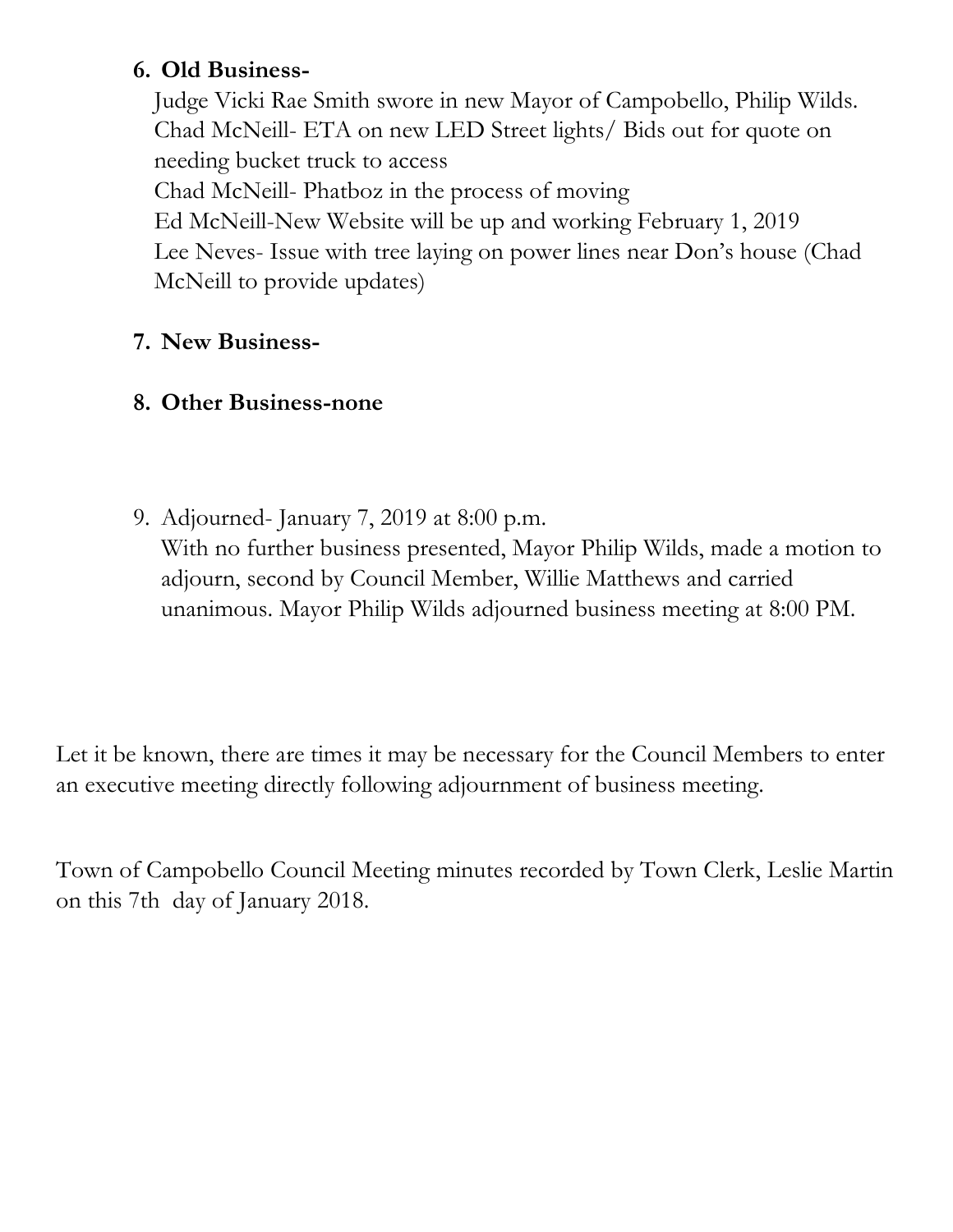6. **Old Business-**

   Judge Vicki Rae Smith swore in new Mayor of Campobello, Philip Wilds.
   Chad McNeill- ETA on new LED Street lights/ Bids out for quote on needing bucket truck to access
   Chad McNeill- Phatboz in the process of moving
   Ed McNeill-New Website will be up and working February 1, 2019
   Lee Neves- Issue with tree laying on power lines near Don's house (Chad McNeill to provide updates)

7. **New Business-**

8. **Other Business-none**

9. Adjourned- January 7, 2019 at 8:00 p.m.
   With no further business presented, Mayor Philip Wilds, made a motion to adjourn, second by Council Member, Willie Matthews and carried unanimous. Mayor Philip Wilds adjourned business meeting at 8:00 PM.

Let it be known, there are times it may be necessary for the Council Members to enter an executive meeting directly following adjournment of business meeting.

Town of Campobello Council Meeting minutes recorded by Town Clerk, Leslie Martin on this 7th day of January 2018.